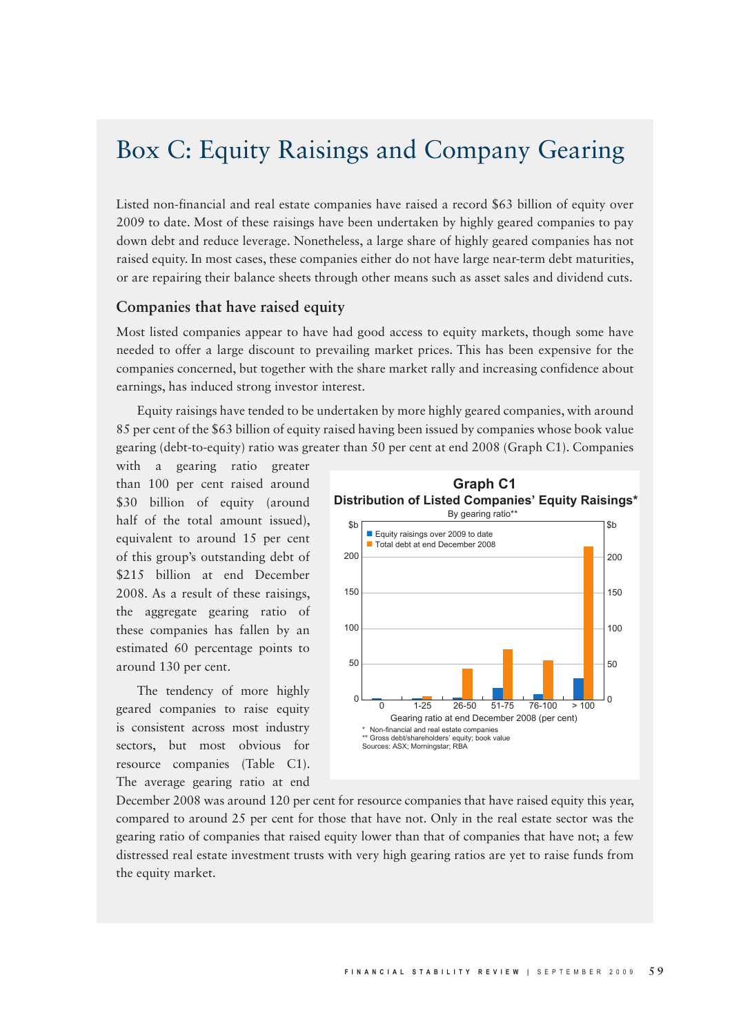# Box C: Equity Raisings and Company Gearing

Listed non-financial and real estate companies have raised a record $63 billion of equity over 2009 to date. Most of these raisings have been undertaken by highly geared companies to pay down debt and reduce leverage. Nonetheless, a large share of highly geared companies has not raised equity. In most cases, these companies either do not have large near-term debt maturities, or are repairing their balance sheets through other means such as asset sales and dividend cuts.

## Companies that have raised equity

Most listed companies appear to have had good access to equity markets, though some have needed to offer a large discount to prevailing market prices. This has been expensive for the companies concerned, but together with the share market rally and increasing confidence about earnings, has induced strong investor interest.

Equity raisings have tended to be undertaken by more highly geared companies, with around 85 per cent of the $63 billion of equity raised having been issued by companies whose book value gearing (debt-to-equity) ratio was greater than 50 per cent at end 2008 (Graph C1). Companies with a gearing ratio greater than 100 per cent raised around $30 billion of equity (around half of the total amount issued), equivalent to around 15 per cent of this group's outstanding debt of $215 billion at end December 2008. As a result of these raisings, the aggregate gearing ratio of these companies has fallen by an estimated 60 percentage points to around 130 per cent.

**Graph C1**
**Distribution of Listed Companies' Equity Raisings***
By gearing ratio**

Legend: Equity raisings over 2009 to date; Total debt at end December 2008 ($b)

Gearing ratio at end December 2008 (per cent): 0, 1-25, 26-50, 51-75, 76-100, > 100

\* Non-financial and real estate companies
\*\* Gross debt/shareholders' equity; book value
Sources: ASX; Morningstar; RBA

The tendency of more highly geared companies to raise equity is consistent across most industry sectors, but most obvious for resource companies (Table C1). The average gearing ratio at end December 2008 was around 120 per cent for resource companies that have raised equity this year, compared to around 25 per cent for those that have not. Only in the real estate sector was the gearing ratio of companies that raised equity lower than that of companies that have not; a few distressed real estate investment trusts with very high gearing ratios are yet to raise funds from the equity market.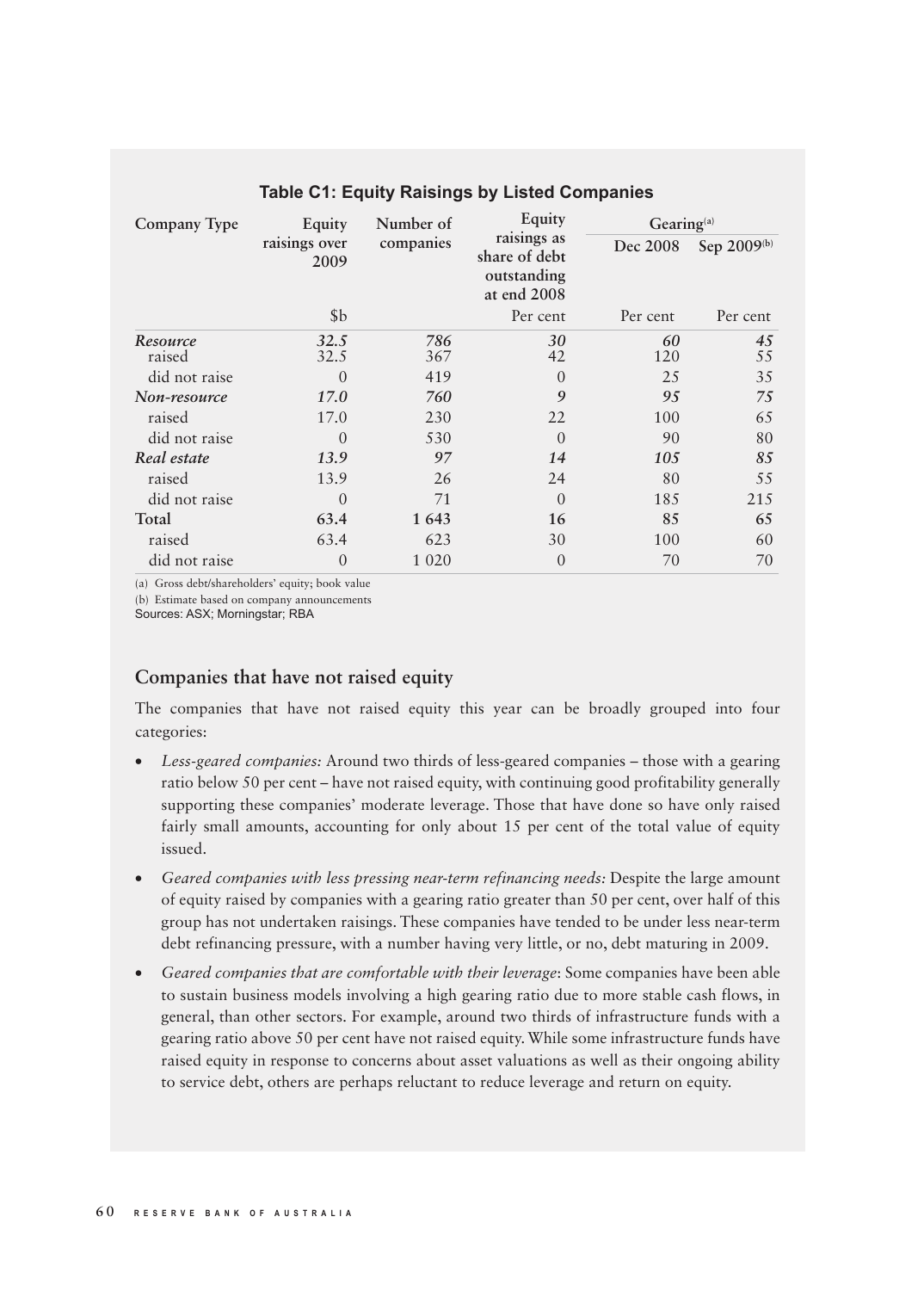**Table C1: Equity Raisings by Listed Companies**

| Company Type | Equity raisings over 2009 | Number of companies | Equity raisings as share of debt outstanding at end 2008 | Gearing[(a)] | |
|---|---|---|---|---|---|
| | | | | Dec 2008 | Sep 2009[(b)] |
| | $b | | Per cent | Per cent | Per cent |
| *Resource* | *32.5* | *786* | *30* | *60* | *45* |
| raised | 32.5 | 367 | 42 | 120 | 55 |
| did not raise | 0 | 419 | 0 | 25 | 35 |
| *Non-resource* | *17.0* | *760* | *9* | *95* | *75* |
| raised | 17.0 | 230 | 22 | 100 | 65 |
| did not raise | 0 | 530 | 0 | 90 | 80 |
| *Real estate* | *13.9* | *97* | *14* | *105* | *85* |
| raised | 13.9 | 26 | 24 | 80 | 55 |
| did not raise | 0 | 71 | 0 | 185 | 215 |
| **Total** | **63.4** | **1 643** | **16** | **85** | **65** |
| raised | 63.4 | 623 | 30 | 100 | 60 |
| did not raise | 0 | 1 020 | 0 | 70 | 70 |

(a) Gross debt/shareholders' equity; book value

(b) Estimate based on company announcements

Sources: ASX; Morningstar; RBA

## Companies that have not raised equity

The companies that have not raised equity this year can be broadly grouped into four categories:

- *Less-geared companies:* Around two thirds of less-geared companies – those with a gearing ratio below 50 per cent – have not raised equity, with continuing good profitability generally supporting these companies' moderate leverage. Those that have done so have only raised fairly small amounts, accounting for only about 15 per cent of the total value of equity issued.
- *Geared companies with less pressing near-term refinancing needs:* Despite the large amount of equity raised by companies with a gearing ratio greater than 50 per cent, over half of this group has not undertaken raisings. These companies have tended to be under less near-term debt refinancing pressure, with a number having very little, or no, debt maturing in 2009.
- *Geared companies that are comfortable with their leverage*: Some companies have been able to sustain business models involving a high gearing ratio due to more stable cash flows, in general, than other sectors. For example, around two thirds of infrastructure funds with a gearing ratio above 50 per cent have not raised equity. While some infrastructure funds have raised equity in response to concerns about asset valuations as well as their ongoing ability to service debt, others are perhaps reluctant to reduce leverage and return on equity.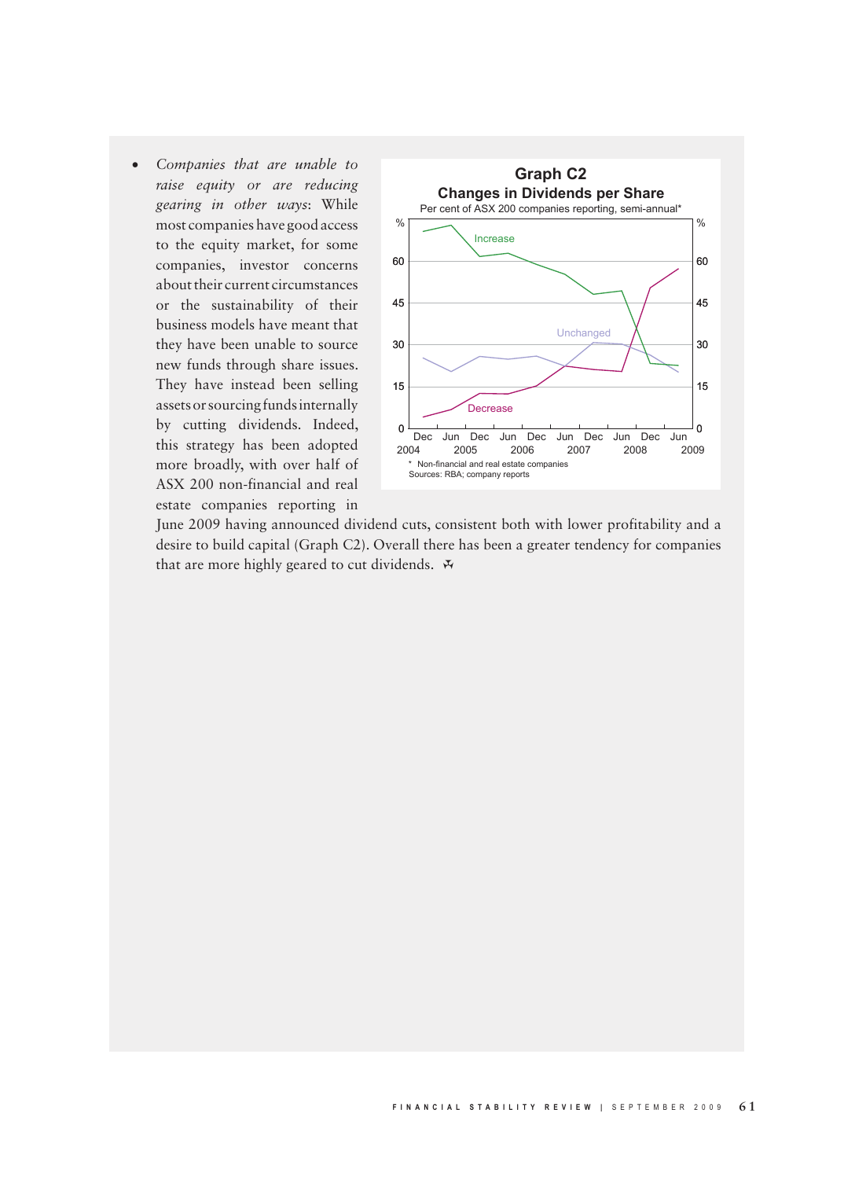- *Companies that are unable to raise equity or are reducing gearing in other ways*: While most companies have good access to the equity market, for some companies, investor concerns about their current circumstances or the sustainability of their business models have meant that they have been unable to source new funds through share issues. They have instead been selling assets or sourcing funds internally by cutting dividends. Indeed, this strategy has been adopted more broadly, with over half of ASX 200 non-financial and real estate companies reporting in June 2009 having announced dividend cuts, consistent both with lower profitability and a desire to build capital (Graph C2). Overall there has been a greater tendency for companies that are more highly geared to cut dividends.

**Graph C2**
**Changes in Dividends per Share**
Per cent of ASX 200 companies reporting, semi-annual*

%
60
45
30
15
0

Increase
Unchanged
Decrease

Dec 2004
Jun 2005
Dec
Jun 2006
Dec
Jun 2007
Dec
Jun 2008
Dec
Jun 2009

\* Non-financial and real estate companies
Sources: RBA; company reports